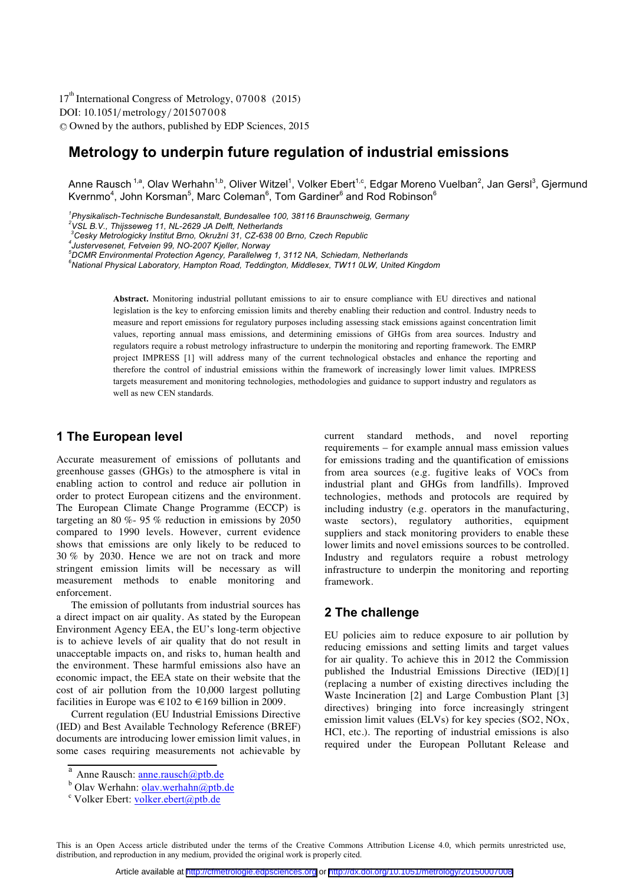# Metrology to underpin future regulation of industrial emissions

Anne Rausch [1,a], Olav Werhahn [1,b], Oliver Witzel [1], Volker Ebert [1,c], Edgar Moreno Vuelban [2], Jan Gersl [3], Gjermund Kvernmo [4], John Korsman [5], Marc Coleman [6], Tom Gardiner [6] and Rod Robinson [6]

[1] *Physikalisch-Technische Bundesanstalt, Bundesallee 100, 38116 Braunschweig, Germany*
[2] *VSL B.V., Thijsseweg 11, NL-2629 JA Delft, Netherlands*
[3] *Cesky Metrologicky Institut Brno, Okružní 31, CZ-638 00 Brno, Czech Republic*
[4] *Justervesenet, Fetveien 99, NO-2007 Kjeller, Norway*
[5] *DCMR Environmental Protection Agency, Parallelweg 1, 3112 NA, Schiedam, Netherlands*
[6] *National Physical Laboratory, Hampton Road, Teddington, Middlesex, TW11 0LW, United Kingdom*

**Abstract.** Monitoring industrial pollutant emissions to air to ensure compliance with EU directives and national legislation is the key to enforcing emission limits and thereby enabling their reduction and control. Industry needs to measure and report emissions for regulatory purposes including assessing stack emissions against concentration limit values, reporting annual mass emissions, and determining emissions of GHGs from area sources. Industry and regulators require a robust metrology infrastructure to underpin the monitoring and reporting framework. The EMRP project IMPRESS [1] will address many of the current technological obstacles and enhance the reporting and therefore the control of industrial emissions within the framework of increasingly lower limit values. IMPRESS targets measurement and monitoring technologies, methodologies and guidance to support industry and regulators as well as new CEN standards.

## 1 The European level

Accurate measurement of emissions of pollutants and greenhouse gasses (GHGs) to the atmosphere is vital in enabling action to control and reduce air pollution in order to protect European citizens and the environment. The European Climate Change Programme (ECCP) is targeting an 80 %- 95 % reduction in emissions by 2050 compared to 1990 levels. However, current evidence shows that emissions are only likely to be reduced to 30 % by 2030. Hence we are not on track and more stringent emission limits will be necessary as will measurement methods to enable monitoring and enforcement.

The emission of pollutants from industrial sources has a direct impact on air quality. As stated by the European Environment Agency EEA, the EU's long-term objective is to achieve levels of air quality that do not result in unacceptable impacts on, and risks to, human health and the environment. These harmful emissions also have an economic impact, the EEA state on their website that the cost of air pollution from the 10,000 largest polluting facilities in Europe was €102 to €169 billion in 2009.

Current regulation (EU Industrial Emissions Directive (IED) and Best Available Technology Reference (BREF) documents are introducing lower emission limit values, in some cases requiring measurements not achievable by current standard methods, and novel reporting requirements – for example annual mass emission values for emissions trading and the quantification of emissions from area sources (e.g. fugitive leaks of VOCs from industrial plant and GHGs from landfills). Improved technologies, methods and protocols are required by including industry (e.g. operators in the manufacturing, waste sectors), regulatory authorities, equipment suppliers and stack monitoring providers to enable these lower limits and novel emissions sources to be controlled. Industry and regulators require a robust metrology infrastructure to underpin the monitoring and reporting framework.

## 2 The challenge

EU policies aim to reduce exposure to air pollution by reducing emissions and setting limits and target values for air quality. To achieve this in 2012 the Commission published the Industrial Emissions Directive (IED)[1] (replacing a number of existing directives including the Waste Incineration [2] and Large Combustion Plant [3] directives) bringing into force increasingly stringent emission limit values (ELVs) for key species ($SO_2$, $NO_x$, HCl, etc.). The reporting of industrial emissions is also required under the European Pollutant Release and

[a] Anne Rausch: anne.rausch@ptb.de
[b] Olav Werhahn: olav.werhahn@ptb.de
[c] Volker Ebert: volker.ebert@ptb.de

This is an Open Access article distributed under the terms of the Creative Commons Attribution License 4.0, which permits unrestricted use, distribution, and reproduction in any medium, provided the original work is properly cited.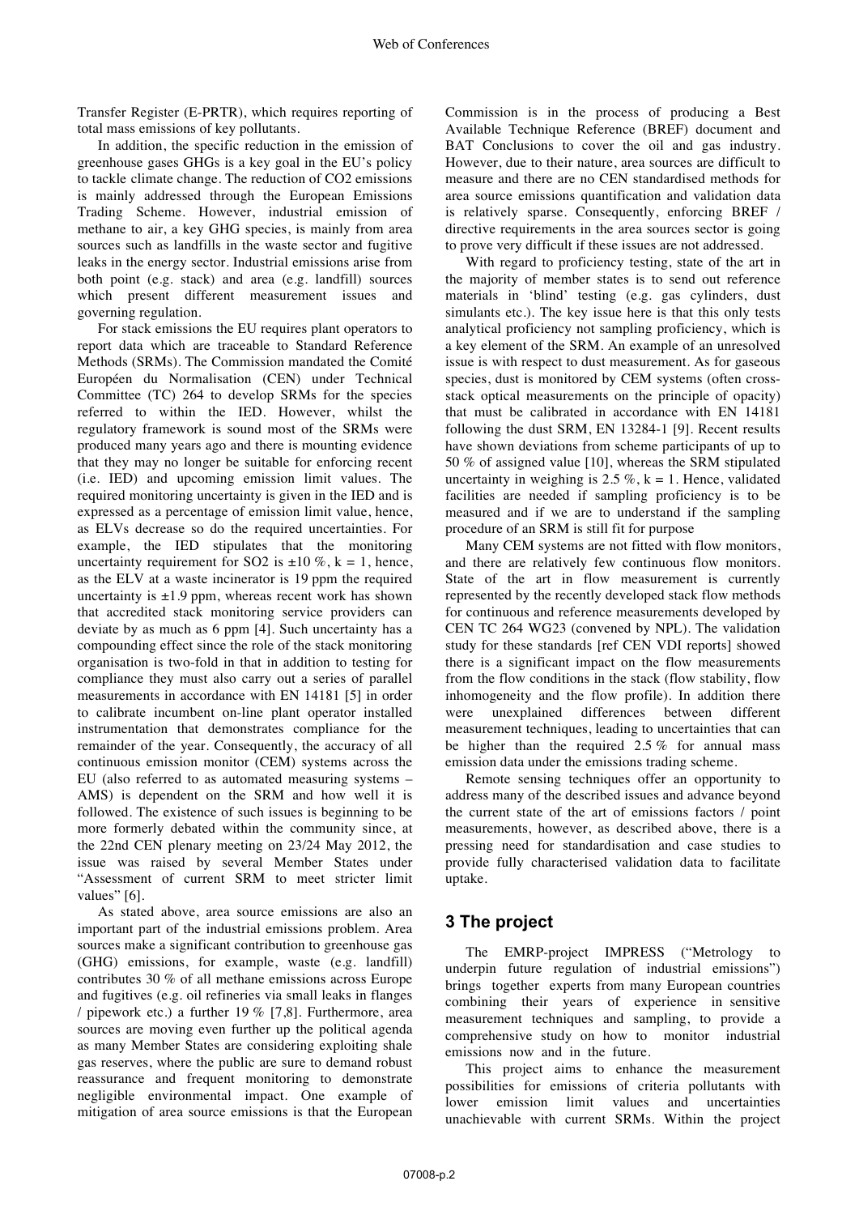Transfer Register (E-PRTR), which requires reporting of total mass emissions of key pollutants.

In addition, the specific reduction in the emission of greenhouse gases GHGs is a key goal in the EU's policy to tackle climate change. The reduction of CO2 emissions is mainly addressed through the European Emissions Trading Scheme. However, industrial emission of methane to air, a key GHG species, is mainly from area sources such as landfills in the waste sector and fugitive leaks in the energy sector. Industrial emissions arise from both point (e.g. stack) and area (e.g. landfill) sources which present different measurement issues and governing regulation.

For stack emissions the EU requires plant operators to report data which are traceable to Standard Reference Methods (SRMs). The Commission mandated the Comité Européen du Normalisation (CEN) under Technical Committee (TC) 264 to develop SRMs for the species referred to within the IED. However, whilst the regulatory framework is sound most of the SRMs were produced many years ago and there is mounting evidence that they may no longer be suitable for enforcing recent (i.e. IED) and upcoming emission limit values. The required monitoring uncertainty is given in the IED and is expressed as a percentage of emission limit value, hence, as ELVs decrease so do the required uncertainties. For example, the IED stipulates that the monitoring uncertainty requirement for SO2 is ±10 %, k = 1, hence, as the ELV at a waste incinerator is 19 ppm the required uncertainty is ±1.9 ppm, whereas recent work has shown that accredited stack monitoring service providers can deviate by as much as 6 ppm [4]. Such uncertainty has a compounding effect since the role of the stack monitoring organisation is two-fold in that in addition to testing for compliance they must also carry out a series of parallel measurements in accordance with EN 14181 [5] in order to calibrate incumbent on-line plant operator installed instrumentation that demonstrates compliance for the remainder of the year. Consequently, the accuracy of all continuous emission monitor (CEM) systems across the EU (also referred to as automated measuring systems – AMS) is dependent on the SRM and how well it is followed. The existence of such issues is beginning to be more formerly debated within the community since, at the 22nd CEN plenary meeting on 23/24 May 2012, the issue was raised by several Member States under "Assessment of current SRM to meet stricter limit values" [6].

As stated above, area source emissions are also an important part of the industrial emissions problem. Area sources make a significant contribution to greenhouse gas (GHG) emissions, for example, waste (e.g. landfill) contributes 30 % of all methane emissions across Europe and fugitives (e.g. oil refineries via small leaks in flanges / pipework etc.) a further 19 % [7,8]. Furthermore, area sources are moving even further up the political agenda as many Member States are considering exploiting shale gas reserves, where the public are sure to demand robust reassurance and frequent monitoring to demonstrate negligible environmental impact. One example of mitigation of area source emissions is that the European Commission is in the process of producing a Best Available Technique Reference (BREF) document and BAT Conclusions to cover the oil and gas industry. However, due to their nature, area sources are difficult to measure and there are no CEN standardised methods for area source emissions quantification and validation data is relatively sparse. Consequently, enforcing BREF / directive requirements in the area sources sector is going to prove very difficult if these issues are not addressed.

With regard to proficiency testing, state of the art in the majority of member states is to send out reference materials in 'blind' testing (e.g. gas cylinders, dust simulants etc.). The key issue here is that this only tests analytical proficiency not sampling proficiency, which is a key element of the SRM. An example of an unresolved issue is with respect to dust measurement. As for gaseous species, dust is monitored by CEM systems (often cross-stack optical measurements on the principle of opacity) that must be calibrated in accordance with EN 14181 following the dust SRM, EN 13284-1 [9]. Recent results have shown deviations from scheme participants of up to 50 % of assigned value [10], whereas the SRM stipulated uncertainty in weighing is 2.5 %, k = 1. Hence, validated facilities are needed if sampling proficiency is to be measured and if we are to understand if the sampling procedure of an SRM is still fit for purpose

Many CEM systems are not fitted with flow monitors, and there are relatively few continuous flow monitors. State of the art in flow measurement is currently represented by the recently developed stack flow methods for continuous and reference measurements developed by CEN TC 264 WG23 (convened by NPL). The validation study for these standards [ref CEN VDI reports] showed there is a significant impact on the flow measurements from the flow conditions in the stack (flow stability, flow inhomogeneity and the flow profile). In addition there were unexplained differences between different measurement techniques, leading to uncertainties that can be higher than the required 2.5 % for annual mass emission data under the emissions trading scheme.

Remote sensing techniques offer an opportunity to address many of the described issues and advance beyond the current state of the art of emissions factors / point measurements, however, as described above, there is a pressing need for standardisation and case studies to provide fully characterised validation data to facilitate uptake.

## 3 The project

The EMRP-project IMPRESS ("Metrology to underpin future regulation of industrial emissions") brings together experts from many European countries combining their years of experience in sensitive measurement techniques and sampling, to provide a comprehensive study on how to monitor industrial emissions now and in the future.

This project aims to enhance the measurement possibilities for emissions of criteria pollutants with lower emission limit values and uncertainties unachievable with current SRMs. Within the project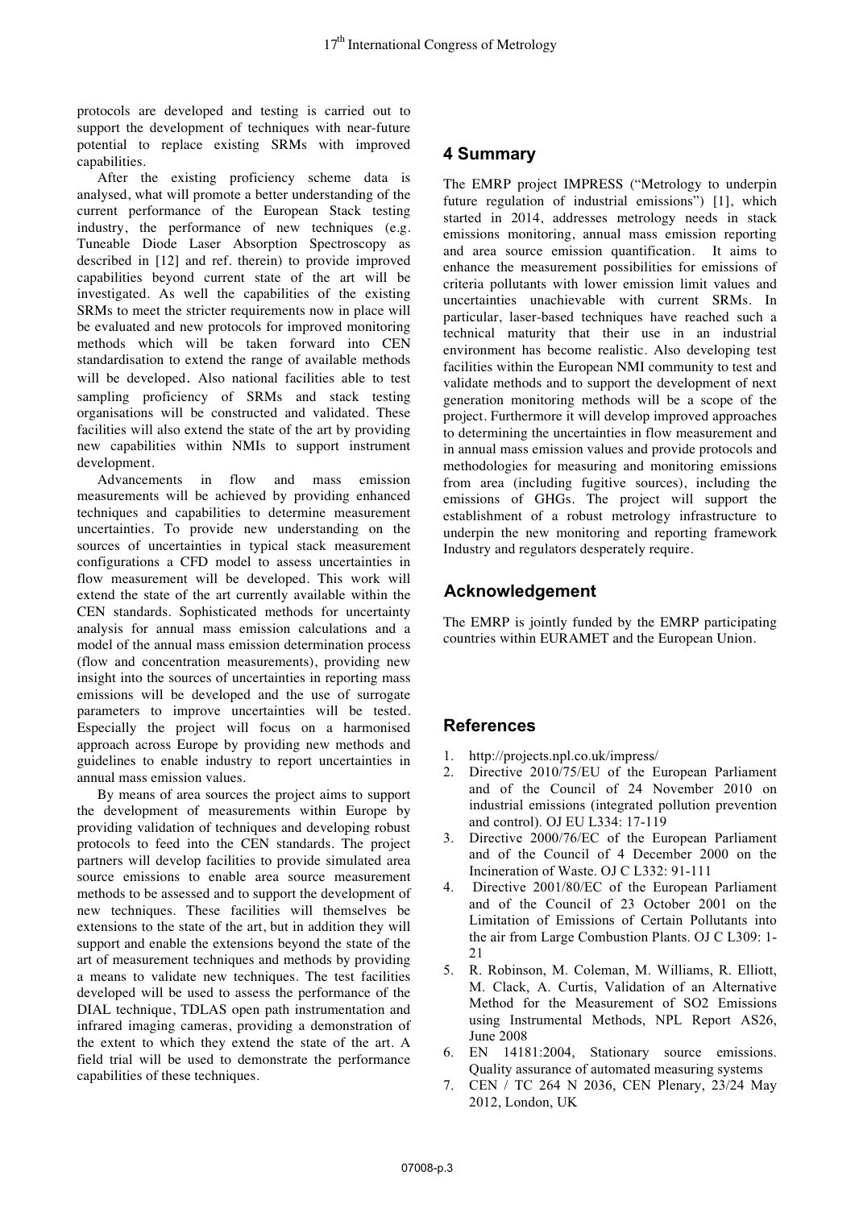protocols are developed and testing is carried out to support the development of techniques with near-future potential to replace existing SRMs with improved capabilities.

After the existing proficiency scheme data is analysed, what will promote a better understanding of the current performance of the European Stack testing industry, the performance of new techniques (e.g. Tuneable Diode Laser Absorption Spectroscopy as described in [12] and ref. therein) to provide improved capabilities beyond current state of the art will be investigated. As well the capabilities of the existing SRMs to meet the stricter requirements now in place will be evaluated and new protocols for improved monitoring methods which will be taken forward into CEN standardisation to extend the range of available methods will be developed. Also national facilities able to test sampling proficiency of SRMs and stack testing organisations will be constructed and validated. These facilities will also extend the state of the art by providing new capabilities within NMIs to support instrument development.

Advancements in flow and mass emission measurements will be achieved by providing enhanced techniques and capabilities to determine measurement uncertainties. To provide new understanding on the sources of uncertainties in typical stack measurement configurations a CFD model to assess uncertainties in flow measurement will be developed. This work will extend the state of the art currently available within the CEN standards. Sophisticated methods for uncertainty analysis for annual mass emission calculations and a model of the annual mass emission determination process (flow and concentration measurements), providing new insight into the sources of uncertainties in reporting mass emissions will be developed and the use of surrogate parameters to improve uncertainties will be tested. Especially the project will focus on a harmonised approach across Europe by providing new methods and guidelines to enable industry to report uncertainties in annual mass emission values.

By means of area sources the project aims to support the development of measurements within Europe by providing validation of techniques and developing robust protocols to feed into the CEN standards. The project partners will develop facilities to provide simulated area source emissions to enable area source measurement methods to be assessed and to support the development of new techniques. These facilities will themselves be extensions to the state of the art, but in addition they will support and enable the extensions beyond the state of the art of measurement techniques and methods by providing a means to validate new techniques. The test facilities developed will be used to assess the performance of the DIAL technique, TDLAS open path instrumentation and infrared imaging cameras, providing a demonstration of the extent to which they extend the state of the art. A field trial will be used to demonstrate the performance capabilities of these techniques.

## 4 Summary

The EMRP project IMPRESS ("Metrology to underpin future regulation of industrial emissions") [1], which started in 2014, addresses metrology needs in stack emissions monitoring, annual mass emission reporting and area source emission quantification. It aims to enhance the measurement possibilities for emissions of criteria pollutants with lower emission limit values and uncertainties unachievable with current SRMs. In particular, laser-based techniques have reached such a technical maturity that their use in an industrial environment has become realistic. Also developing test facilities within the European NMI community to test and validate methods and to support the development of next generation monitoring methods will be a scope of the project. Furthermore it will develop improved approaches to determining the uncertainties in flow measurement and in annual mass emission values and provide protocols and methodologies for measuring and monitoring emissions from area (including fugitive sources), including the emissions of GHGs. The project will support the establishment of a robust metrology infrastructure to underpin the new monitoring and reporting framework Industry and regulators desperately require.

## Acknowledgement

The EMRP is jointly funded by the EMRP participating countries within EURAMET and the European Union.

## References

1. http://projects.npl.co.uk/impress/
2. Directive 2010/75/EU of the European Parliament and of the Council of 24 November 2010 on industrial emissions (integrated pollution prevention and control). OJ EU L334: 17-119
3. Directive 2000/76/EC of the European Parliament and of the Council of 4 December 2000 on the Incineration of Waste. OJ C L332: 91-111
4. Directive 2001/80/EC of the European Parliament and of the Council of 23 October 2001 on the Limitation of Emissions of Certain Pollutants into the air from Large Combustion Plants. OJ C L309: 1-21
5. R. Robinson, M. Coleman, M. Williams, R. Elliott, M. Clack, A. Curtis, Validation of an Alternative Method for the Measurement of SO2 Emissions using Instrumental Methods, NPL Report AS26, June 2008
6. EN 14181:2004, Stationary source emissions. Quality assurance of automated measuring systems
7. CEN / TC 264 N 2036, CEN Plenary, 23/24 May 2012, London, UK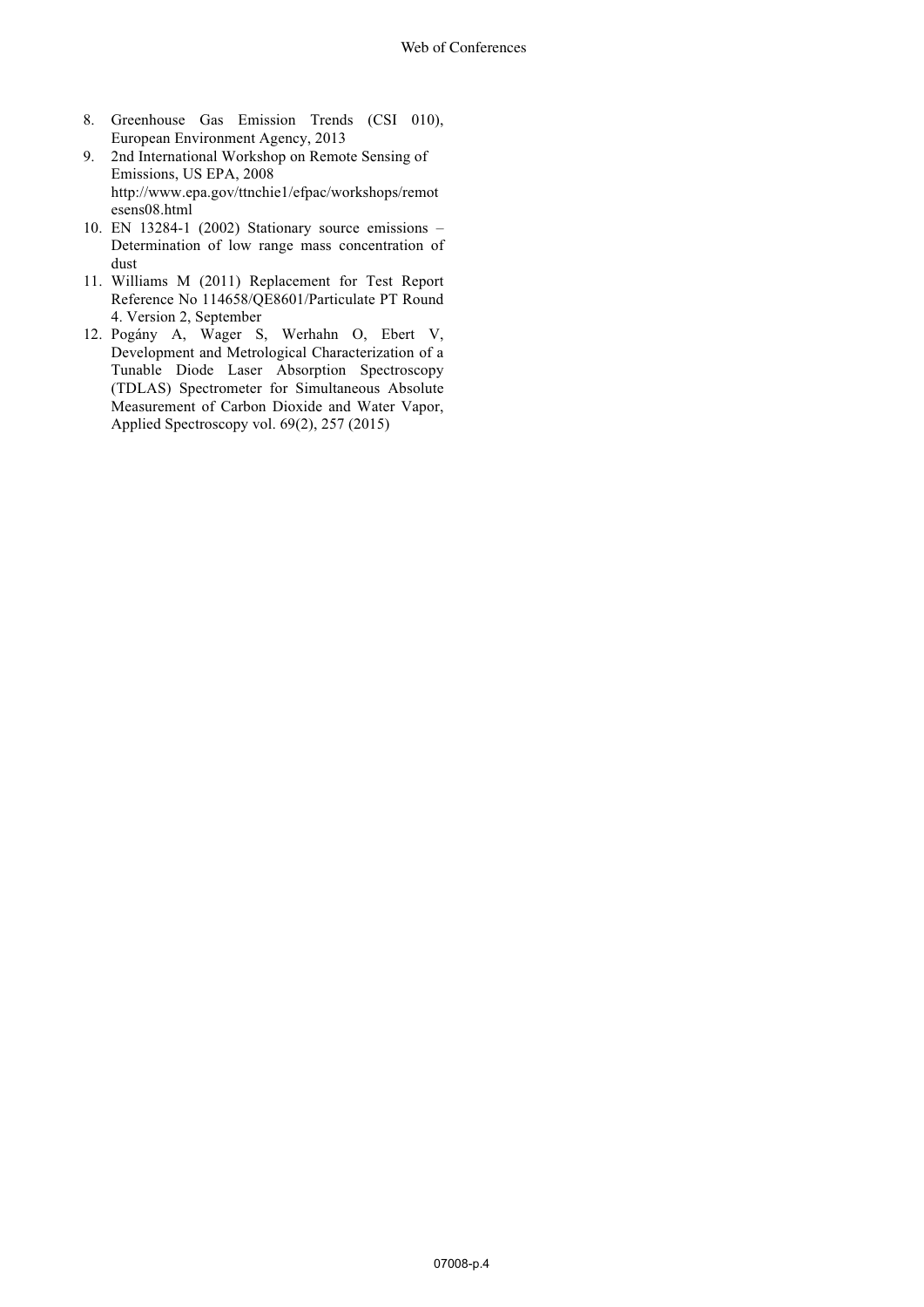8. Greenhouse Gas Emission Trends (CSI 010), European Environment Agency, 2013
9. 2nd International Workshop on Remote Sensing of Emissions, US EPA, 2008 http://www.epa.gov/ttnchie1/efpac/workshops/remotesens08.html
10. EN 13284-1 (2002) Stationary source emissions – Determination of low range mass concentration of dust
11. Williams M (2011) Replacement for Test Report Reference No 114658/QE8601/Particulate PT Round 4. Version 2, September
12. Pogány A, Wager S, Werhahn O, Ebert V, Development and Metrological Characterization of a Tunable Diode Laser Absorption Spectroscopy (TDLAS) Spectrometer for Simultaneous Absolute Measurement of Carbon Dioxide and Water Vapor, Applied Spectroscopy vol. 69(2), 257 (2015)